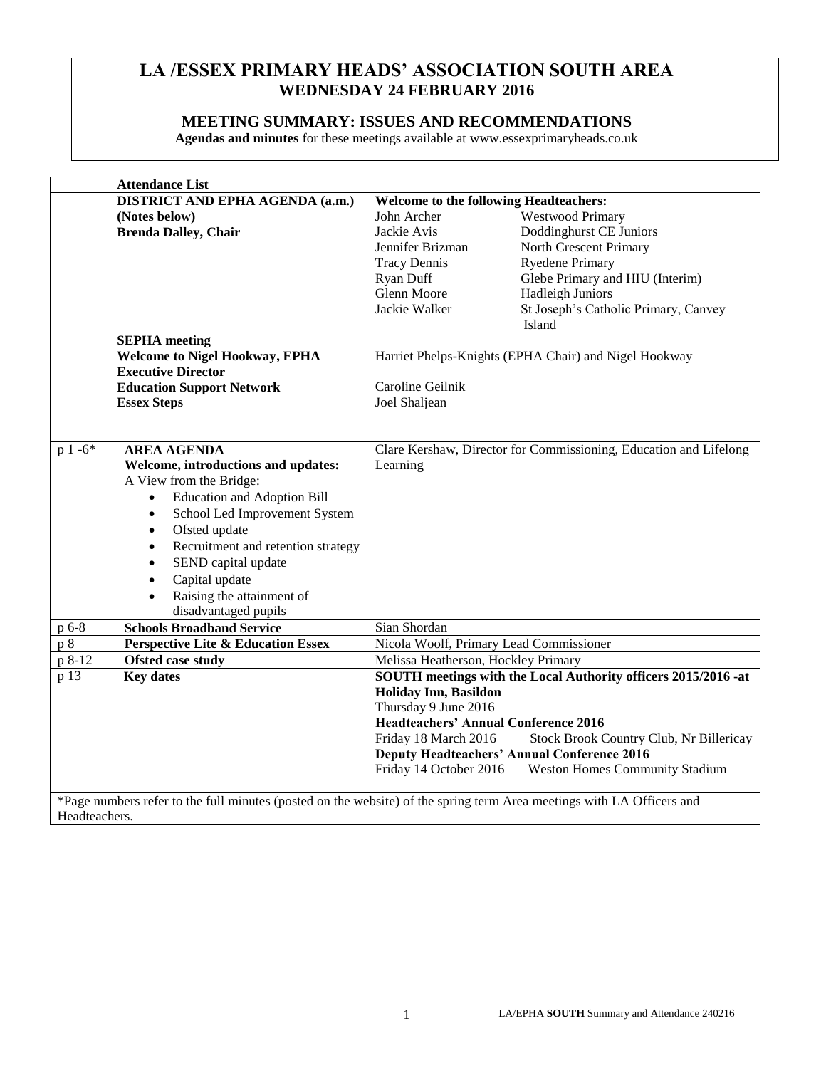# LA /ESSEX PRIMARY HEADS' ASSOCIATION SOUTH AREA
## WEDNESDAY 24 FEBRUARY 2016

## MEETING SUMMARY: ISSUES AND RECOMMENDATIONS

**Agendas and minutes** for these meetings available at www.essexprimaryheads.co.uk

| | **Attendance List** | | |
|---|---|---|---|
| | **DISTRICT AND EPHA AGENDA (a.m.)** | **Welcome to the following Headteachers:** | |
| | **(Notes below)** | John Archer | Westwood Primary |
| | **Brenda Dalley, Chair** | Jackie Avis | Doddinghurst CE Juniors |
| | | Jennifer Brizman | North Crescent Primary |
| | | Tracy Dennis | Ryedene Primary |
| | | Ryan Duff | Glebe Primary and HIU (Interim) |
| | | Glenn Moore | Hadleigh Juniors |
| | | Jackie Walker | St Joseph's Catholic Primary, Canvey Island |
| | **SEPHA meeting** | | |
| | **Welcome to Nigel Hookway, EPHA Executive Director** | Harriet Phelps-Knights (EPHA Chair) and Nigel Hookway | |
| | **Education Support Network** | Caroline Geilnik | |
| | **Essex Steps** | Joel Shaljean | |
| p 1 -6* | **AREA AGENDA**<br>**Welcome, introductions and updates:**<br>A View from the Bridge:<br>• Education and Adoption Bill<br>• School Led Improvement System<br>• Ofsted update<br>• Recruitment and retention strategy<br>• SEND capital update<br>• Capital update<br>• Raising the attainment of disadvantaged pupils | Clare Kershaw, Director for Commissioning, Education and Lifelong Learning | |
| p 6-8 | **Schools Broadband Service** | Sian Shordan | |
| p 8 | **Perspective Lite & Education Essex** | Nicola Woolf, Primary Lead Commissioner | |
| p 8-12 | **Ofsted case study** | Melissa Heatherson, Hockley Primary | |
| p 13 | **Key dates** | **SOUTH meetings with the Local Authority officers 2015/2016 -at Holiday Inn, Basildon**<br>Thursday 9 June 2016<br>**Headteachers' Annual Conference 2016**<br>Friday 18 March 2016 Stock Brook Country Club, Nr Billericay<br>**Deputy Headteachers' Annual Conference 2016**<br>Friday 14 October 2016 Weston Homes Community Stadium | |

*Page numbers refer to the full minutes (posted on the website) of the spring term Area meetings with LA Officers and Headteachers.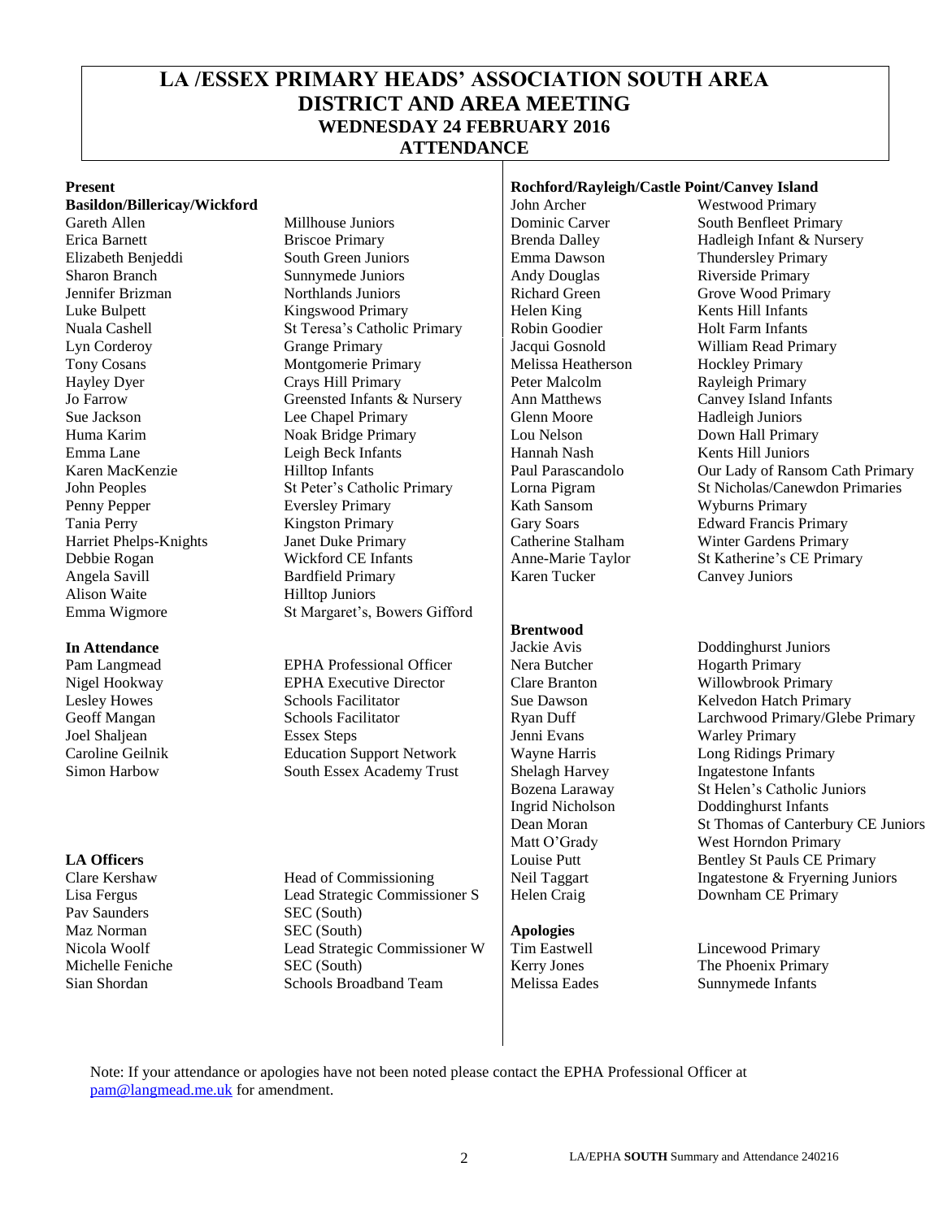# LA /ESSEX PRIMARY HEADS' ASSOCIATION SOUTH AREA
# DISTRICT AND AREA MEETING
## WEDNESDAY 24 FEBRUARY 2016
## ATTENDANCE

**Present**

**Basildon/Billericay/Wickford**

| Name | School |
|---|---|
| Gareth Allen | Millhouse Juniors |
| Erica Barnett | Briscoe Primary |
| Elizabeth Benjeddi | South Green Juniors |
| Sharon Branch | Sunnymede Juniors |
| Jennifer Brizman | Northlands Juniors |
| Luke Bulpett | Kingswood Primary |
| Nuala Cashell | St Teresa's Catholic Primary |
| Lyn Corderoy | Grange Primary |
| Tony Cosans | Montgomerie Primary |
| Hayley Dyer | Crays Hill Primary |
| Jo Farrow | Greensted Infants & Nursery |
| Sue Jackson | Lee Chapel Primary |
| Huma Karim | Noak Bridge Primary |
| Emma Lane | Leigh Beck Infants |
| Karen MacKenzie | Hilltop Infants |
| John Peoples | St Peter's Catholic Primary |
| Penny Pepper | Eversley Primary |
| Tania Perry | Kingston Primary |
| Harriet Phelps-Knights | Janet Duke Primary |
| Debbie Rogan | Wickford CE Infants |
| Angela Savill | Bardfield Primary |
| Alison Waite | Hilltop Juniors |
| Emma Wigmore | St Margaret's, Bowers Gifford |

**In Attendance**

| Name | Role |
|---|---|
| Pam Langmead | EPHA Professional Officer |
| Nigel Hookway | EPHA Executive Director |
| Lesley Howes | Schools Facilitator |
| Geoff Mangan | Schools Facilitator |
| Joel Shaljean | Essex Steps |
| Caroline Geilnik | Education Support Network |
| Simon Harbow | South Essex Academy Trust |

**LA Officers**

| Name | Role |
|---|---|
| Clare Kershaw | Head of Commissioning |
| Lisa Fergus | Lead Strategic Commissioner S |
| Pav Saunders | SEC (South) |
| Maz Norman | SEC (South) |
| Nicola Woolf | Lead Strategic Commissioner W |
| Michelle Feniche | SEC (South) |
| Sian Shordan | Schools Broadband Team |

**Rochford/Rayleigh/Castle Point/Canvey Island**

| Name | School |
|---|---|
| John Archer | Westwood Primary |
| Dominic Carver | South Benfleet Primary |
| Brenda Dalley | Hadleigh Infant & Nursery |
| Emma Dawson | Thundersley Primary |
| Andy Douglas | Riverside Primary |
| Richard Green | Grove Wood Primary |
| Helen King | Kents Hill Infants |
| Robin Goodier | Holt Farm Infants |
| Jacqui Gosnold | William Read Primary |
| Melissa Heatherson | Hockley Primary |
| Peter Malcolm | Rayleigh Primary |
| Ann Matthews | Canvey Island Infants |
| Glenn Moore | Hadleigh Juniors |
| Lou Nelson | Down Hall Primary |
| Hannah Nash | Kents Hill Juniors |
| Paul Parascandolo | Our Lady of Ransom Cath Primary |
| Lorna Pigram | St Nicholas/Canewdon Primaries |
| Kath Sansom | Wyburns Primary |
| Gary Soars | Edward Francis Primary |
| Catherine Stalham | Winter Gardens Primary |
| Anne-Marie Taylor | St Katherine's CE Primary |
| Karen Tucker | Canvey Juniors |

**Brentwood**

| Name | School |
|---|---|
| Jackie Avis | Doddinghurst Juniors |
| Nera Butcher | Hogarth Primary |
| Clare Branton | Willowbrook Primary |
| Sue Dawson | Kelvedon Hatch Primary |
| Ryan Duff | Larchwood Primary/Glebe Primary |
| Jenni Evans | Warley Primary |
| Wayne Harris | Long Ridings Primary |
| Shelagh Harvey | Ingatestone Infants |
| Bozena Laraway | St Helen's Catholic Juniors |
| Ingrid Nicholson | Doddinghurst Infants |
| Dean Moran | St Thomas of Canterbury CE Juniors |
| Matt O'Grady | West Horndon Primary |
| Louise Putt | Bentley St Pauls CE Primary |
| Neil Taggart | Ingatestone & Fryerning Juniors |
| Helen Craig | Downham CE Primary |

**Apologies**

| Name | School |
|---|---|
| Tim Eastwell | Lincewood Primary |
| Kerry Jones | The Phoenix Primary |
| Melissa Eades | Sunnymede Infants |

Note: If your attendance or apologies have not been noted please contact the EPHA Professional Officer at pam@langmead.me.uk for amendment.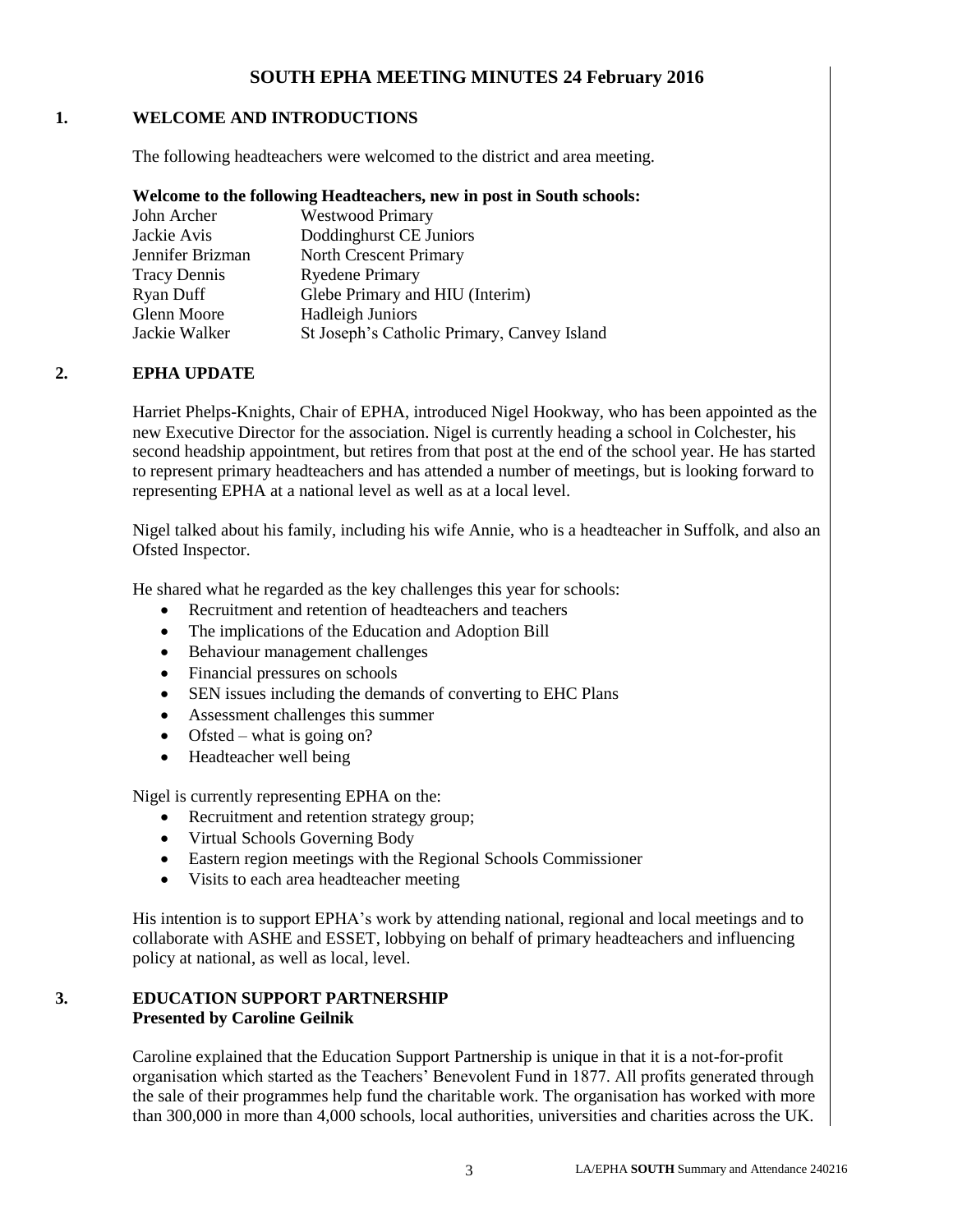# SOUTH EPHA MEETING MINUTES 24 February 2016

## 1. WELCOME AND INTRODUCTIONS

The following headteachers were welcomed to the district and area meeting.

**Welcome to the following Headteachers, new in post in South schools:**

| | |
|---|---|
| John Archer | Westwood Primary |
| Jackie Avis | Doddinghurst CE Juniors |
| Jennifer Brizman | North Crescent Primary |
| Tracy Dennis | Ryedene Primary |
| Ryan Duff | Glebe Primary and HIU (Interim) |
| Glenn Moore | Hadleigh Juniors |
| Jackie Walker | St Joseph's Catholic Primary, Canvey Island |

## 2. EPHA UPDATE

Harriet Phelps-Knights, Chair of EPHA, introduced Nigel Hookway, who has been appointed as the new Executive Director for the association. Nigel is currently heading a school in Colchester, his second headship appointment, but retires from that post at the end of the school year. He has started to represent primary headteachers and has attended a number of meetings, but is looking forward to representing EPHA at a national level as well as at a local level.

Nigel talked about his family, including his wife Annie, who is a headteacher in Suffolk, and also an Ofsted Inspector.

He shared what he regarded as the key challenges this year for schools:

- Recruitment and retention of headteachers and teachers
- The implications of the Education and Adoption Bill
- Behaviour management challenges
- Financial pressures on schools
- SEN issues including the demands of converting to EHC Plans
- Assessment challenges this summer
- Ofsted – what is going on?
- Headteacher well being

Nigel is currently representing EPHA on the:

- Recruitment and retention strategy group;
- Virtual Schools Governing Body
- Eastern region meetings with the Regional Schools Commissioner
- Visits to each area headteacher meeting

His intention is to support EPHA's work by attending national, regional and local meetings and to collaborate with ASHE and ESSET, lobbying on behalf of primary headteachers and influencing policy at national, as well as local, level.

## 3. EDUCATION SUPPORT PARTNERSHIP
**Presented by Caroline Geilnik**

Caroline explained that the Education Support Partnership is unique in that it is a not-for-profit organisation which started as the Teachers' Benevolent Fund in 1877. All profits generated through the sale of their programmes help fund the charitable work. The organisation has worked with more than 300,000 in more than 4,000 schools, local authorities, universities and charities across the UK.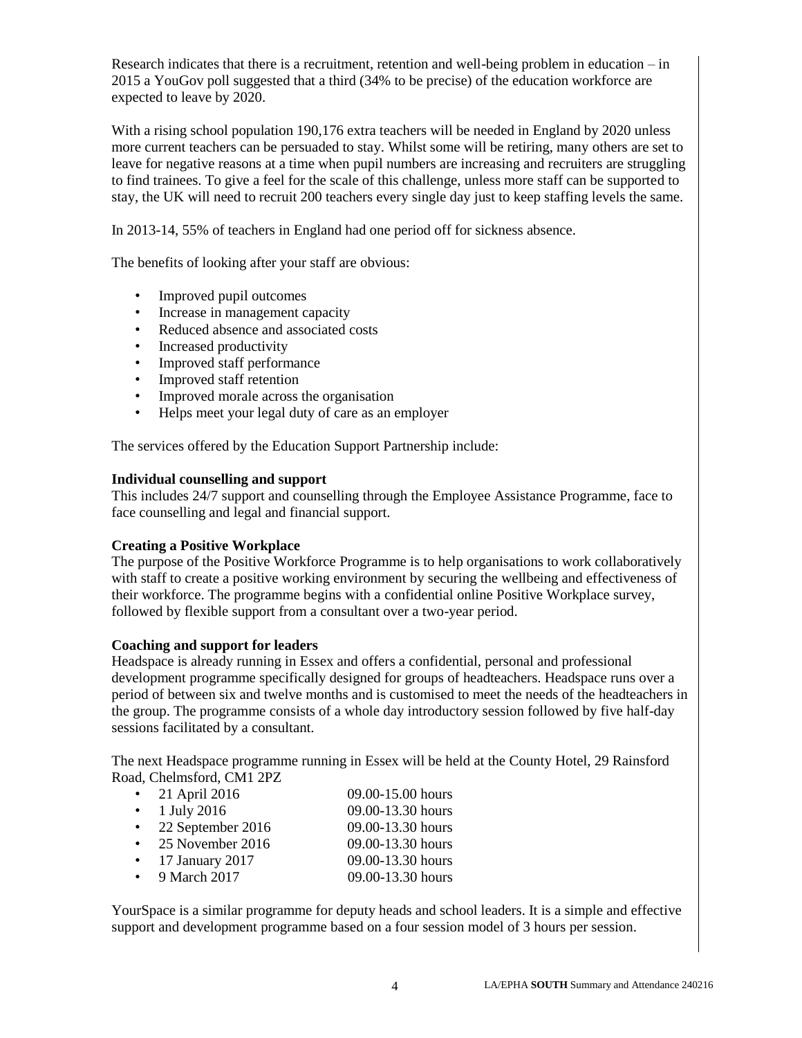Research indicates that there is a recruitment, retention and well-being problem in education – in 2015 a YouGov poll suggested that a third (34% to be precise) of the education workforce are expected to leave by 2020.

With a rising school population 190,176 extra teachers will be needed in England by 2020 unless more current teachers can be persuaded to stay. Whilst some will be retiring, many others are set to leave for negative reasons at a time when pupil numbers are increasing and recruiters are struggling to find trainees. To give a feel for the scale of this challenge, unless more staff can be supported to stay, the UK will need to recruit 200 teachers every single day just to keep staffing levels the same.

In 2013-14, 55% of teachers in England had one period off for sickness absence.

The benefits of looking after your staff are obvious:

- Improved pupil outcomes
- Increase in management capacity
- Reduced absence and associated costs
- Increased productivity
- Improved staff performance
- Improved staff retention
- Improved morale across the organisation
- Helps meet your legal duty of care as an employer

The services offered by the Education Support Partnership include:

**Individual counselling and support**
This includes 24/7 support and counselling through the Employee Assistance Programme, face to face counselling and legal and financial support.

**Creating a Positive Workplace**
The purpose of the Positive Workforce Programme is to help organisations to work collaboratively with staff to create a positive working environment by securing the wellbeing and effectiveness of their workforce. The programme begins with a confidential online Positive Workplace survey, followed by flexible support from a consultant over a two-year period.

**Coaching and support for leaders**
Headspace is already running in Essex and offers a confidential, personal and professional development programme specifically designed for groups of headteachers. Headspace runs over a period of between six and twelve months and is customised to meet the needs of the headteachers in the group. The programme consists of a whole day introductory session followed by five half-day sessions facilitated by a consultant.

The next Headspace programme running in Essex will be held at the County Hotel, 29 Rainsford Road, Chelmsford, CM1 2PZ

- 21 April 2016 — 09.00-15.00 hours
- 1 July 2016 — 09.00-13.30 hours
- 22 September 2016 — 09.00-13.30 hours
- 25 November 2016 — 09.00-13.30 hours
- 17 January 2017 — 09.00-13.30 hours
- 9 March 2017 — 09.00-13.30 hours

YourSpace is a similar programme for deputy heads and school leaders. It is a simple and effective support and development programme based on a four session model of 3 hours per session.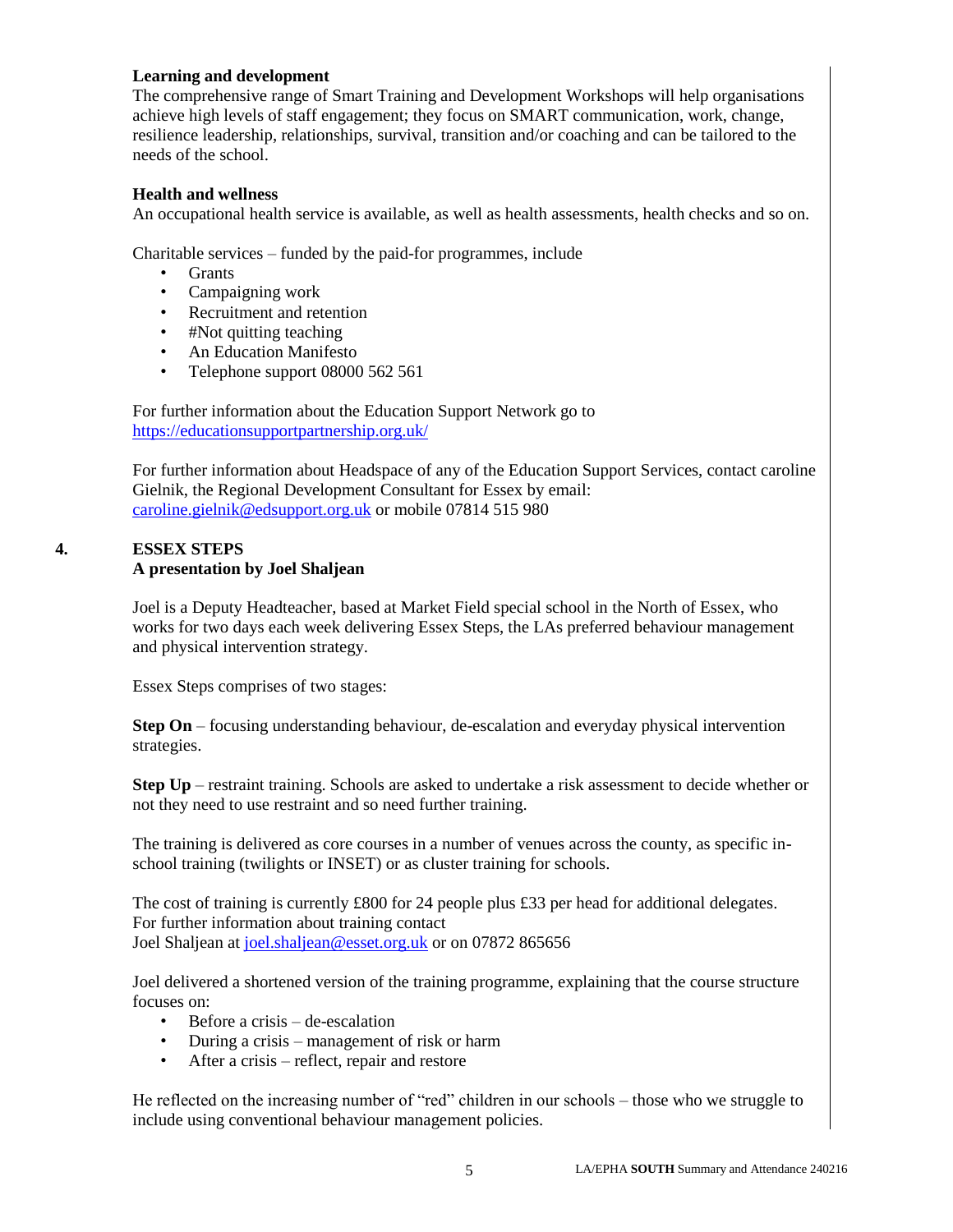**Learning and development**
The comprehensive range of Smart Training and Development Workshops will help organisations achieve high levels of staff engagement; they focus on SMART communication, work, change, resilience leadership, relationships, survival, transition and/or coaching and can be tailored to the needs of the school.

**Health and wellness**
An occupational health service is available, as well as health assessments, health checks and so on.

Charitable services – funded by the paid-for programmes, include

- Grants
- Campaigning work
- Recruitment and retention
- #Not quitting teaching
- An Education Manifesto
- Telephone support 08000 562 561

For further information about the Education Support Network go to [https://educationsupportpartnership.org.uk/](https://educationsupportpartnership.org.uk/)

For further information about Headspace of any of the Education Support Services, contact caroline Gielnik, the Regional Development Consultant for Essex by email: [caroline.gielnik@edsupport.org.uk](mailto:caroline.gielnik@edsupport.org.uk) or mobile 07814 515 980

## 4. ESSEX STEPS
**A presentation by Joel Shaljean**

Joel is a Deputy Headteacher, based at Market Field special school in the North of Essex, who works for two days each week delivering Essex Steps, the LAs preferred behaviour management and physical intervention strategy.

Essex Steps comprises of two stages:

**Step On** – focusing understanding behaviour, de-escalation and everyday physical intervention strategies.

**Step Up** – restraint training. Schools are asked to undertake a risk assessment to decide whether or not they need to use restraint and so need further training.

The training is delivered as core courses in a number of venues across the county, as specific in-school training (twilights or INSET) or as cluster training for schools.

The cost of training is currently £800 for 24 people plus £33 per head for additional delegates. For further information about training contact
Joel Shaljean at [joel.shaljean@esset.org.uk](mailto:joel.shaljean@esset.org.uk) or on 07872 865656

Joel delivered a shortened version of the training programme, explaining that the course structure focuses on:

- Before a crisis – de-escalation
- During a crisis – management of risk or harm
- After a crisis – reflect, repair and restore

He reflected on the increasing number of "red" children in our schools – those who we struggle to include using conventional behaviour management policies.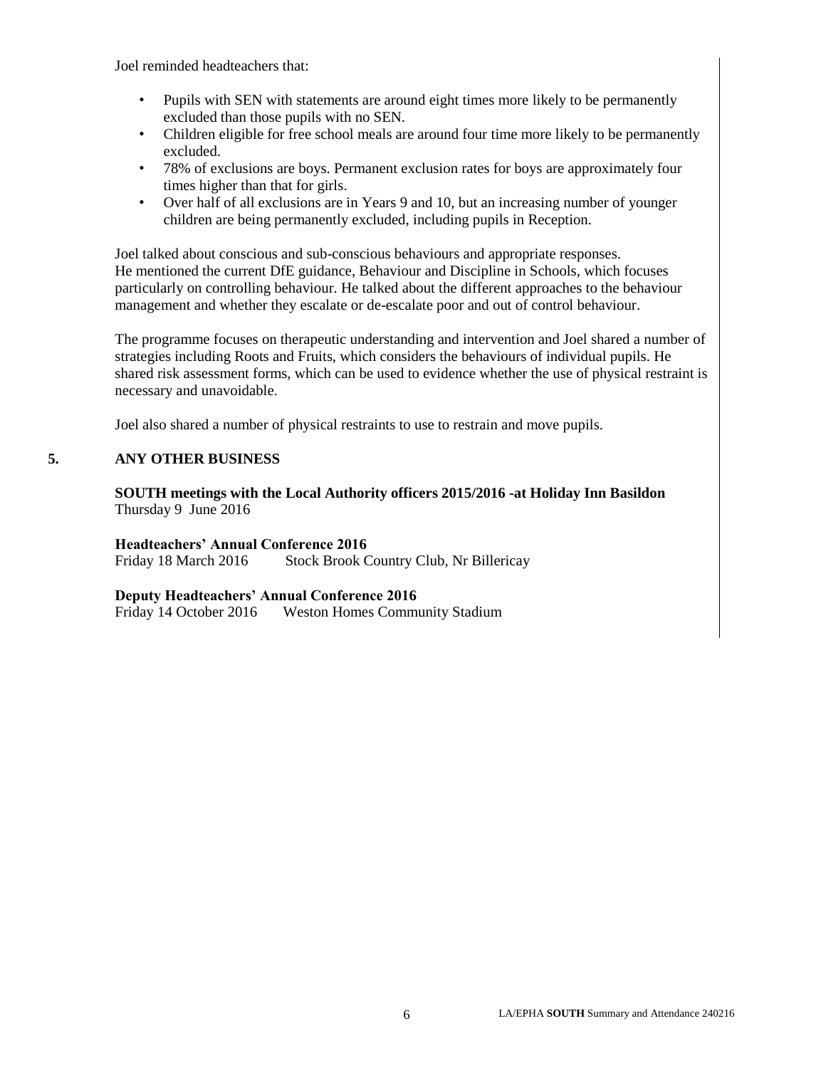Joel reminded headteachers that:

- Pupils with SEN with statements are around eight times more likely to be permanently excluded than those pupils with no SEN.
- Children eligible for free school meals are around four time more likely to be permanently excluded.
- 78% of exclusions are boys. Permanent exclusion rates for boys are approximately four times higher than that for girls.
- Over half of all exclusions are in Years 9 and 10, but an increasing number of younger children are being permanently excluded, including pupils in Reception.

Joel talked about conscious and sub-conscious behaviours and appropriate responses. He mentioned the current DfE guidance, Behaviour and Discipline in Schools, which focuses particularly on controlling behaviour. He talked about the different approaches to the behaviour management and whether they escalate or de-escalate poor and out of control behaviour.

The programme focuses on therapeutic understanding and intervention and Joel shared a number of strategies including Roots and Fruits, which considers the behaviours of individual pupils. He shared risk assessment forms, which can be used to evidence whether the use of physical restraint is necessary and unavoidable.

Joel also shared a number of physical restraints to use to restrain and move pupils.

## 5. ANY OTHER BUSINESS

**SOUTH meetings with the Local Authority officers 2015/2016 -at Holiday Inn Basildon**
Thursday 9 June 2016

**Headteachers' Annual Conference 2016**
Friday 18 March 2016 Stock Brook Country Club, Nr Billericay

**Deputy Headteachers' Annual Conference 2016**
Friday 14 October 2016 Weston Homes Community Stadium